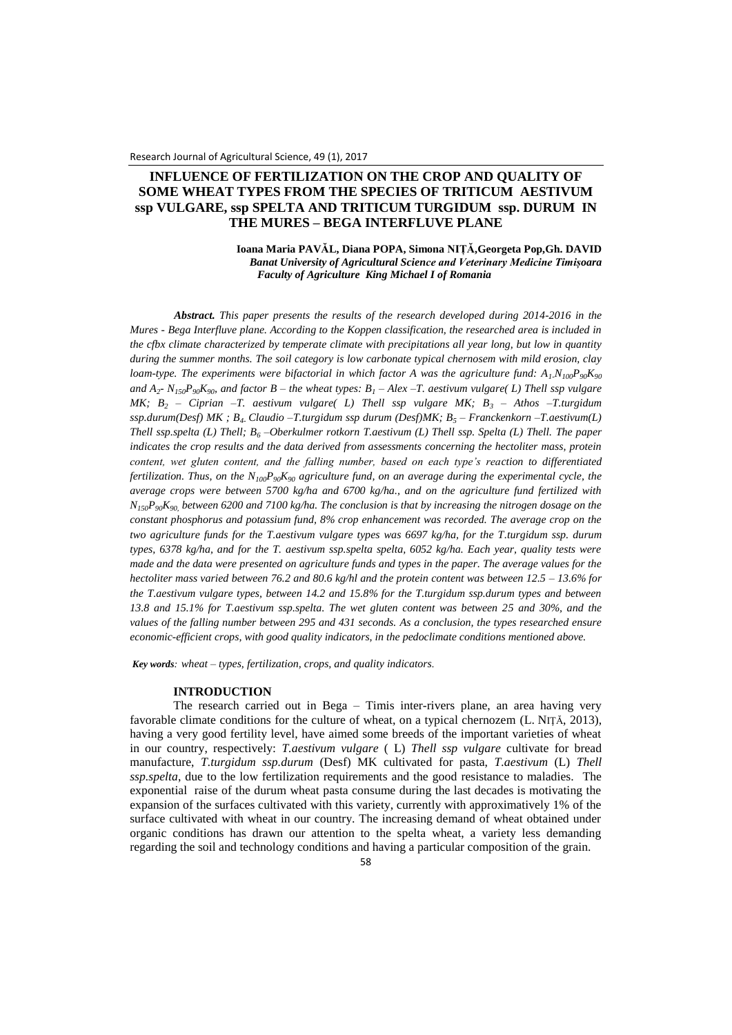# INFLUENCE OF FERTILIZATION ON THE CROP AND QUALITY OF SOME WHEAT TYPES FROM THE SPECIES OF TRITICUM AESTIVUM ssp VULGARE, ssp SPELTA AND TRITICUM TURGIDUM ssp. DURUM IN THE MURES – BEGA INTERFLUVE PLANE

**Ioana Maria PAVĂL, Diana POPA, Simona NIȚĂ,Georgeta Pop,Gh. DAVID**

***Banat University of Agricultural Science and Veterinary Medicine Timișoara***
***Faculty of Agriculture King Michael I of Romania***

***Abstract.*** *This paper presents the results of the research developed during 2014-2016 in the Mures - Bega Interfluve plane. According to the Koppen classification, the researched area is included in the cfbx climate characterized by temperate climate with precipitations all year long, but low in quantity during the summer months. The soil category is low carbonate typical chernosem with mild erosion, clay loam-type. The experiments were bifactorial in which factor A was the agriculture fund: $A_1$ $N_{100}P_{90}K_{90}$ and $A_2$- $N_{150}P_{90}K_{90}$, and factor B – the wheat types: $B_1$ – Alex –T. aestivum vulgare( L) Thell ssp vulgare MK; $B_2$ – Ciprian –T. aestivum vulgare( L) Thell ssp vulgare MK; $B_3$ – Athos –T.turgidum ssp.durum(Desf) MK ; $B_4$ Claudio –T.turgidum ssp durum (Desf)MK; $B_5$ – Franckenkorn –T.aestivum(L) Thell ssp.spelta (L) Thell; $B_6$ –Oberkulmer rotkorn T.aestivum (L) Thell ssp. Spelta (L) Thell. The paper indicates the crop results and the data derived from assessments concerning the hectoliter mass, protein content, wet gluten content, and the falling number, based on each type's reaction to differentiated fertilization. Thus, on the $N_{100}P_{90}K_{90}$ agriculture fund, on an average during the experimental cycle, the average crops were between 5700 kg/ha and 6700 kg/ha., and on the agriculture fund fertilized with $N_{150}P_{90}K_{90}$ between 6200 and 7100 kg/ha. The conclusion is that by increasing the nitrogen dosage on the constant phosphorus and potassium fund, 8% crop enhancement was recorded. The average crop on the two agriculture funds for the T.aestivum vulgare types was 6697 kg/ha, for the T.turgidum ssp. durum types, 6378 kg/ha, and for the T. aestivum ssp.spelta spelta, 6052 kg/ha. Each year, quality tests were made and the data were presented on agriculture funds and types in the paper. The average values for the hectoliter mass varied between 76.2 and 80.6 kg/hl and the protein content was between 12.5 – 13.6% for the T.aestivum vulgare types, between 14.2 and 15.8% for the T.turgidum ssp.durum types and between 13.8 and 15.1% for T.aestivum ssp.spelta. The wet gluten content was between 25 and 30%, and the values of the falling number between 295 and 431 seconds. As a conclusion, the types researched ensure economic-efficient crops, with good quality indicators, in the pedoclimate conditions mentioned above.*

***Key words****: wheat – types, fertilization, crops, and quality indicators.*

## INTRODUCTION

The research carried out in Bega – Timis inter-rivers plane, an area having very favorable climate conditions for the culture of wheat, on a typical chernozem (L. NIȚĂ, 2013), having a very good fertility level, have aimed some breeds of the important varieties of wheat in our country, respectively: *T.aestivum vulgare* ( L) *Thell ssp vulgare* cultivate for bread manufacture, *T.turgidum ssp.durum* (Desf) MK cultivated for pasta, *T.aestivum* (L) *Thell ssp.spelta*, due to the low fertilization requirements and the good resistance to maladies. The exponential raise of the durum wheat pasta consume during the last decades is motivating the expansion of the surfaces cultivated with this variety, currently with approximatively 1% of the surface cultivated with wheat in our country. The increasing demand of wheat obtained under organic conditions has drawn our attention to the spelta wheat, a variety less demanding regarding the soil and technology conditions and having a particular composition of the grain.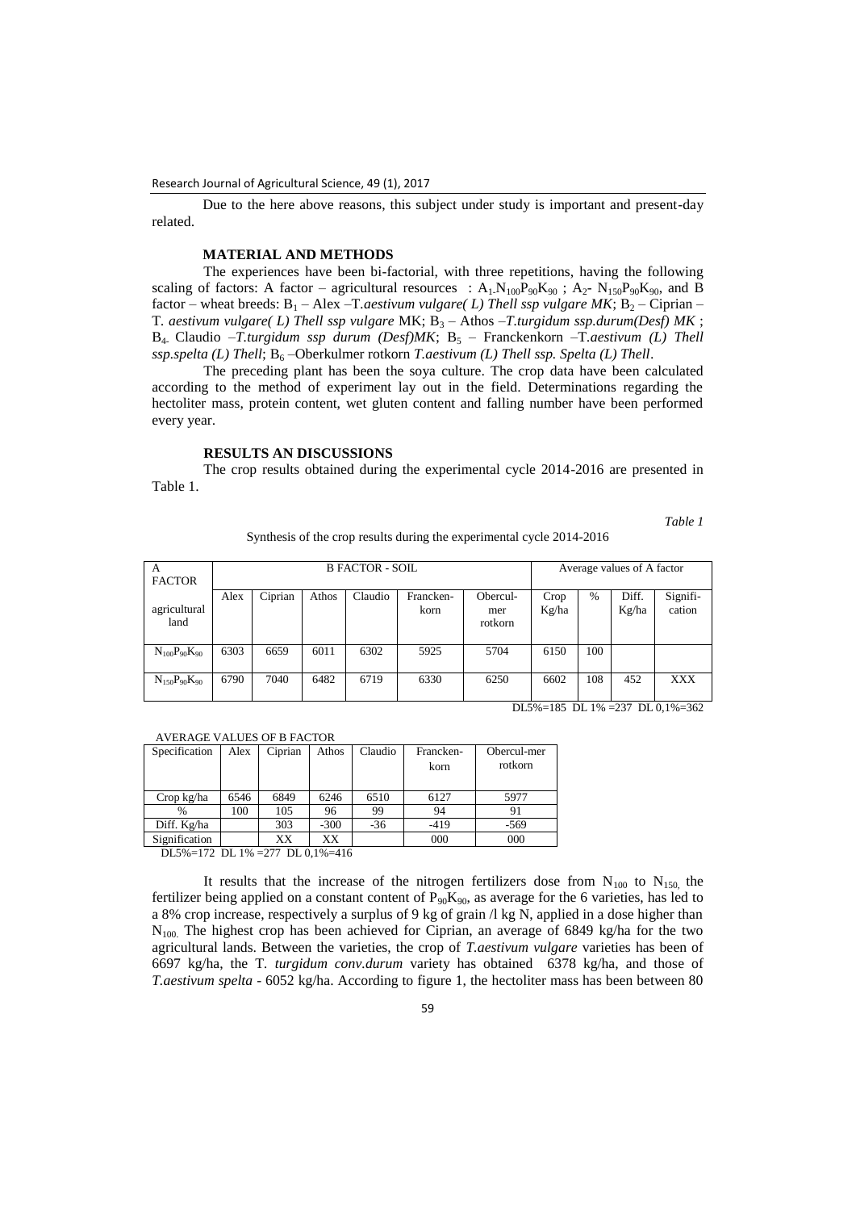Due to the here above reasons, this subject under study is important and present-day related.

## MATERIAL AND METHODS

The experiences have been bi-factorial, with three repetitions, having the following scaling of factors: A factor – agricultural resources : $A_1$-$N_{100}P_{90}K_{90}$ ; $A_2$- $N_{150}P_{90}K_{90}$, and B factor – wheat breeds: $B_1$ – Alex –T.*aestivum vulgare( L) Thell ssp vulgare MK*; $B_2$ – Ciprian – T. *aestivum vulgare( L) Thell ssp vulgare* MK; $B_3$ – Athos –*T.turgidum ssp.durum(Desf) MK* ; $B_4$ Claudio –*T.turgidum ssp durum (Desf)MK*; $B_5$ – Franckenkorn –T.*aestivum (L) Thell ssp.spelta (L) Thell*; $B_6$ –Oberkulmer rotkorn *T.aestivum (L) Thell ssp. Spelta (L) Thell*.

The preceding plant has been the soya culture. The crop data have been calculated according to the method of experiment lay out in the field. Determinations regarding the hectoliter mass, protein content, wet gluten content and falling number have been performed every year.

## RESULTS AN DISCUSSIONS

The crop results obtained during the experimental cycle 2014-2016 are presented in Table 1.

*Table 1*

Synthesis of the crop results during the experimental cycle 2014-2016

| A FACTOR | B FACTOR - SOIL | | | | | | Average values of A factor | | | |
|---|---|---|---|---|---|---|---|---|---|---|
| agricultural land | Alex | Ciprian | Athos | Claudio | Francken-korn | Obercul-mer rotkorn | Crop Kg/ha | % | Diff. Kg/ha | Signifi-cation |
| $N_{100}P_{90}K_{90}$ | 6303 | 6659 | 6011 | 6302 | 5925 | 5704 | 6150 | 100 | | |
| $N_{150}P_{90}K_{90}$ | 6790 | 7040 | 6482 | 6719 | 6330 | 6250 | 6602 | 108 | 452 | XXX |

DL5%=185 DL 1% =237 DL 0,1%=362

AVERAGE VALUES OF B FACTOR

| Specification | Alex | Ciprian | Athos | Claudio | Francken-korn | Obercul-mer rotkorn |
|---|---|---|---|---|---|---|
| Crop kg/ha | 6546 | 6849 | 6246 | 6510 | 6127 | 5977 |
| % | 100 | 105 | 96 | 99 | 94 | 91 |
| Diff. Kg/ha | | 303 | -300 | -36 | -419 | -569 |
| Signification | | XX | XX | | 000 | 000 |

DL5%=172 DL 1% =277 DL 0,1%=416

It results that the increase of the nitrogen fertilizers dose from $N_{100}$ to $N_{150,}$ the fertilizer being applied on a constant content of $P_{90}K_{90}$, as average for the 6 varieties, has led to a 8% crop increase, respectively a surplus of 9 kg of grain /l kg N, applied in a dose higher than $N_{100.}$ The highest crop has been achieved for Ciprian, an average of 6849 kg/ha for the two agricultural lands. Between the varieties, the crop of *T.aestivum vulgare* varieties has been of 6697 kg/ha, the T. *turgidum conv.durum* variety has obtained 6378 kg/ha, and those of *T.aestivum spelta* - 6052 kg/ha. According to figure 1, the hectoliter mass has been between 80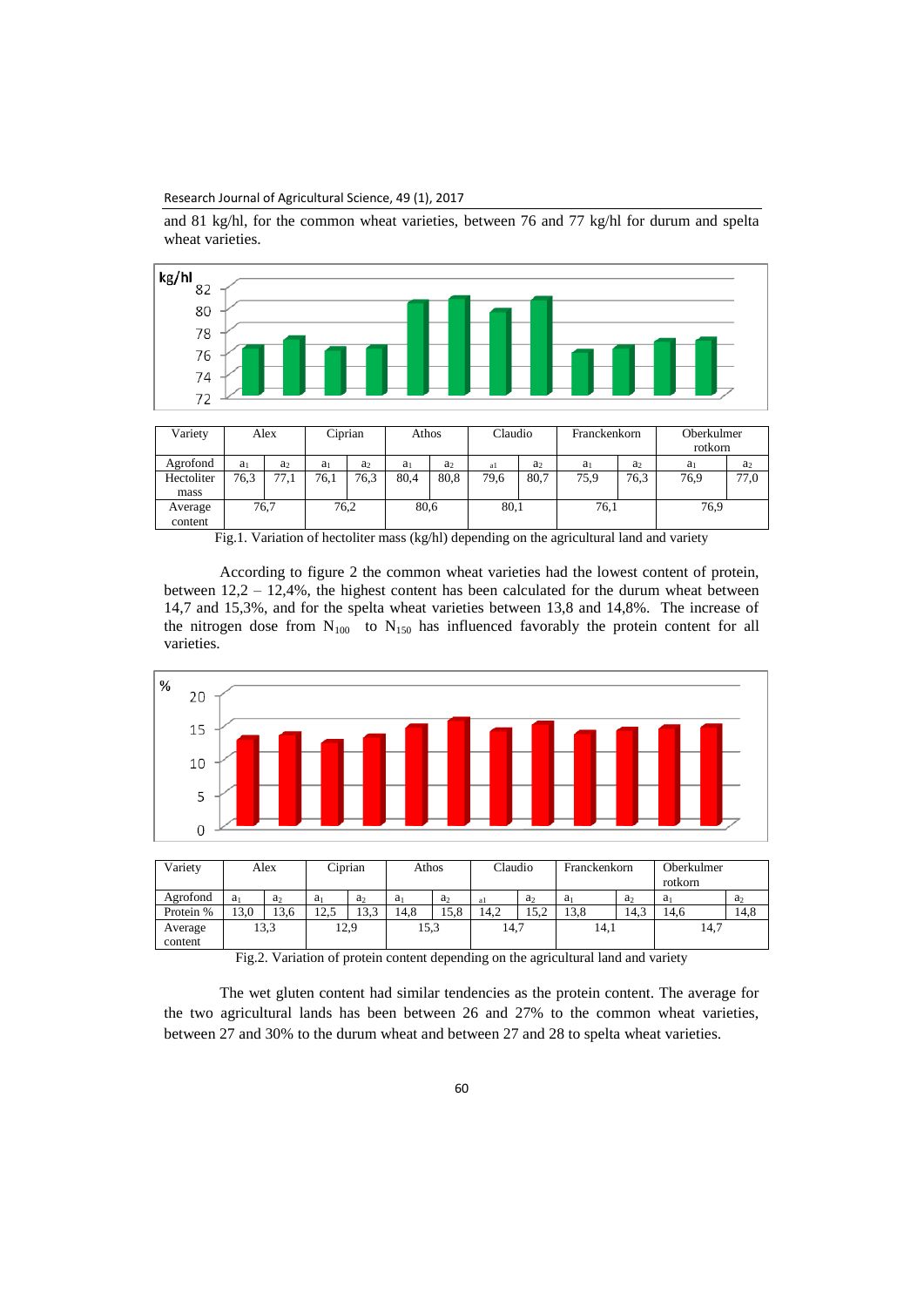and 81 kg/hl, for the common wheat varieties, between 76 and 77 kg/hl for durum and spelta wheat varieties.

| Variety | Alex | | Ciprian | | Athos | | Claudio | | Franckenkorn | | Oberkulmer rotkorn | |
|---|---|---|---|---|---|---|---|---|---|---|---|---|
| Agrofond | $a_1$ | $a_2$ | $a_1$ | $a_2$ | $a_1$ | $a_2$ | a1 | $a_2$ | $a_1$ | $a_2$ | $a_1$ | $a_2$ |
| Hectoliter mass | 76,3 | 77,1 | 76,1 | 76,3 | 80,4 | 80,8 | 79,6 | 80,7 | 75,9 | 76,3 | 76,9 | 77,0 |
| Average content | 76,7 | | 76,2 | | 80,6 | | 80,1 | | 76,1 | | 76,9 | |

Fig.1. Variation of hectoliter mass (kg/hl) depending on the agricultural land and variety

According to figure 2 the common wheat varieties had the lowest content of protein, between 12,2 – 12,4%, the highest content has been calculated for the durum wheat between 14,7 and 15,3%, and for the spelta wheat varieties between 13,8 and 14,8%. The increase of the nitrogen dose from $N_{100}$ to $N_{150}$ has influenced favorably the protein content for all varieties.

| Variety | Alex | | Ciprian | | Athos | | Claudio | | Franckenkorn | | Oberkulmer rotkorn | |
|---|---|---|---|---|---|---|---|---|---|---|---|---|
| Agrofond | $a_1$ | $a_2$ | $a_1$ | $a_2$ | $a_1$ | $a_2$ | a1 | $a_2$ | $a_1$ | $a_2$ | $a_1$ | $a_2$ |
| Protein % | 13,0 | 13,6 | 12,5 | 13,3 | 14,8 | 15,8 | 14,2 | 15,2 | 13,8 | 14,3 | 14,6 | 14,8 |
| Average content | 13,3 | | 12,9 | | 15,3 | | 14,7 | | 14,1 | | 14,7 | |

Fig.2. Variation of protein content depending on the agricultural land and variety

The wet gluten content had similar tendencies as the protein content. The average for the two agricultural lands has been between 26 and 27% to the common wheat varieties, between 27 and 30% to the durum wheat and between 27 and 28 to spelta wheat varieties.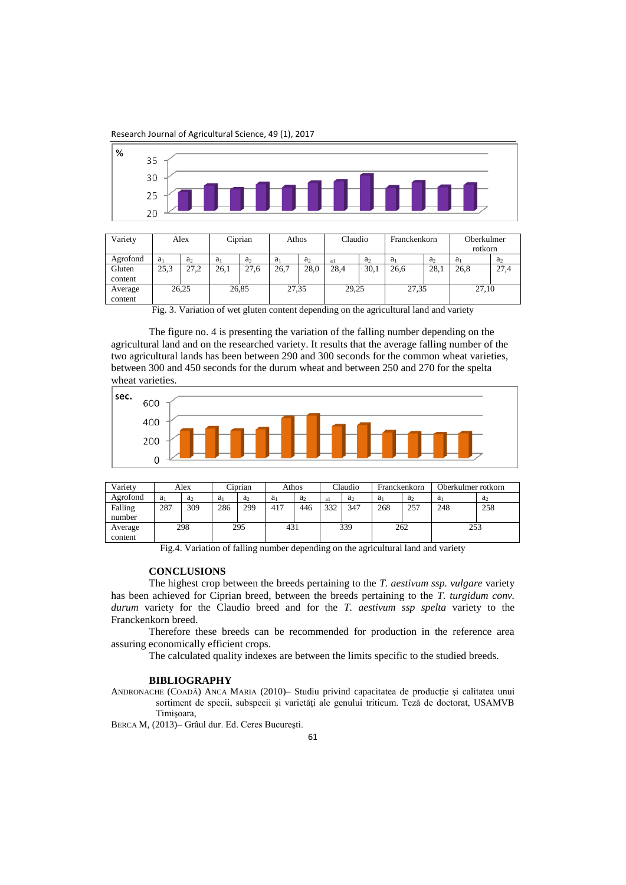| Variety | Alex | | Ciprian | | Athos | | Claudio | | Franckenkorn | | Oberkulmer rotkorn | |
|---|---|---|---|---|---|---|---|---|---|---|---|---|
| Agrofond | $a_1$ | $a_2$ | $a_1$ | $a_2$ | $a_1$ | $a_2$ | $a_1$ | $a_2$ | $a_1$ | $a_2$ | $a_1$ | $a_2$ |
| Gluten content | 25,3 | 27,2 | 26,1 | 27,6 | 26,7 | 28,0 | 28,4 | 30,1 | 26,6 | 28,1 | 26,8 | 27,4 |
| Average content | 26,25 | | 26,85 | | 27,35 | | 29,25 | | 27,35 | | 27,10 | |

Fig. 3. Variation of wet gluten content depending on the agricultural land and variety

The figure no. 4 is presenting the variation of the falling number depending on the agricultural land and on the researched variety. It results that the average falling number of the two agricultural lands has been between 290 and 300 seconds for the common wheat varieties, between 300 and 450 seconds for the durum wheat and between 250 and 270 for the spelta wheat varieties.

| Variety | Alex | | Ciprian | | Athos | | Claudio | | Franckenkorn | | Oberkulmer rotkorn | |
|---|---|---|---|---|---|---|---|---|---|---|---|---|
| Agrofond | $a_1$ | $a_2$ | $a_1$ | $a_2$ | $a_1$ | $a_2$ | $a_1$ | $a_2$ | $a_1$ | $a_2$ | $a_1$ | $a_2$ |
| Falling number | 287 | 309 | 286 | 299 | 417 | 446 | 332 | 347 | 268 | 257 | 248 | 258 |
| Average content | 298 | | 295 | | 431 | | 339 | | 262 | | 253 | |

Fig.4. Variation of falling number depending on the agricultural land and variety

## CONCLUSIONS

The highest crop between the breeds pertaining to the *T. aestivum ssp. vulgare* variety has been achieved for Ciprian breed, between the breeds pertaining to the *T. turgidum conv. durum* variety for the Claudio breed and for the *T. aestivum ssp spelta* variety to the Franckenkorn breed.

Therefore these breeds can be recommended for production in the reference area assuring economically efficient crops.

The calculated quality indexes are between the limits specific to the studied breeds.

## BIBLIOGRAPHY

ANDRONACHE (COADĂ) ANCA MARIA (2010)– Studiu privind capacitatea de producţie şi calitatea unui sortiment de specii, subspecii şi varietăţi ale genului triticum. Teză de doctorat, USAMVB Timişoara,

BERCA M, (2013)– Grâul dur. Ed. Ceres Bucureşti.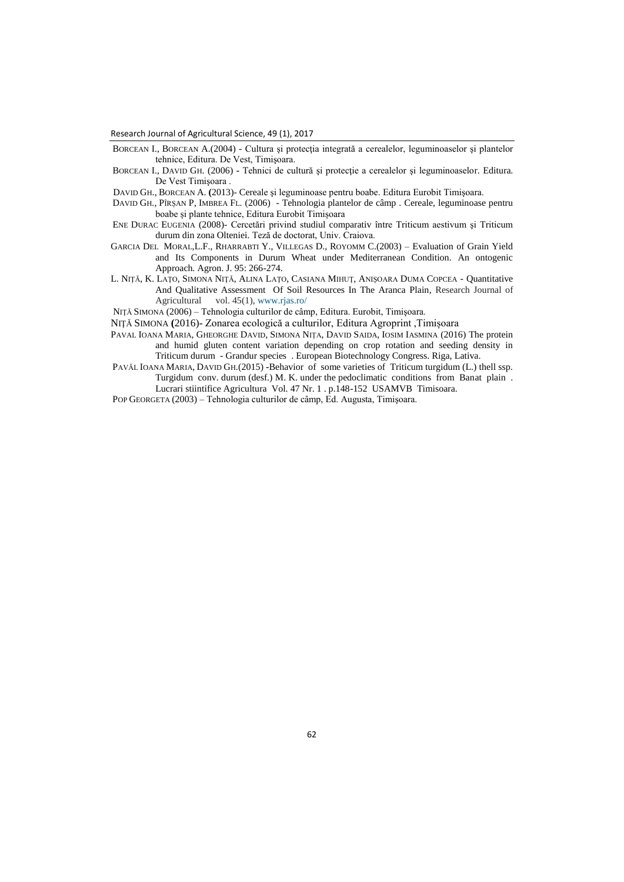BORCEAN I., BORCEAN A.(2004) - Cultura şi protecţia integrată a cerealelor, leguminoaselor şi plantelor tehnice, Editura. De Vest, Timişoara.

BORCEAN I., DAVID GH. (2006) - Tehnici de cultură şi protecţie a cerealelor şi leguminoaselor. Editura. De Vest Timişoara .

DAVID GH., BORCEAN A. (2013)- Cereale şi leguminoase pentru boabe. Editura Eurobit Timişoara.

DAVID GH., PÎRŞAN P, IMBREA FL. (2006) - Tehnologia plantelor de câmp . Cereale, leguminoase pentru boabe şi plante tehnice, Editura Eurobit Timişoara

ENE DURAC EUGENIA (2008)- Cercetări privind studiul comparativ între Triticum aestivum şi Triticum durum din zona Olteniei. Teză de doctorat, Univ. Craiova.

GARCIA DEL MORAL,L.F., RHARRABTI Y., VILLEGAS D., ROYOMM C.(2003) – Evaluation of Grain Yield and Its Components in Durum Wheat under Mediterranean Condition. An ontogenic Approach. Agron. J. 95: 266-274.

L. NIŢĂ, K. LAŢO, SIMONA NIŢĂ, ALINA LAŢO, CASIANA MIHUŢ, ANIŞOARA DUMA COPCEA - Quantitative And Qualitative Assessment Of Soil Resources In The Aranca Plain, Research Journal of Agricultural vol. 45(1), www.rjas.ro/

NIŢĂ SIMONA (2006) – Tehnologia culturilor de câmp, Editura. Eurobit, Timişoara.

NIŢĂ SIMONA (2016)- Zonarea ecologică a culturilor, Editura Agroprint ,Timișoara

PAVAL IOANA MARIA, GHEORGHE DAVID, SIMONA NIŢA, DAVID SAIDA, IOSIM IASMINA (2016) The protein and humid gluten content variation depending on crop rotation and seeding density in Triticum durum - Grandur species . European Biotechnology Congress. Riga, Lativa.

PAVĂL IOANA MARIA, DAVID GH.(2015) -Behavior of some varieties of Triticum turgidum (L.) thell ssp. Turgidum conv. durum (desf.) M. K. under the pedoclimatic conditions from Banat plain . Lucrari stiintifice Agricultura Vol. 47 Nr. 1 . p.148-152 USAMVB Timisoara.

POP GEORGETA (2003) – Tehnologia culturilor de câmp, Ed. Augusta, Timişoara.